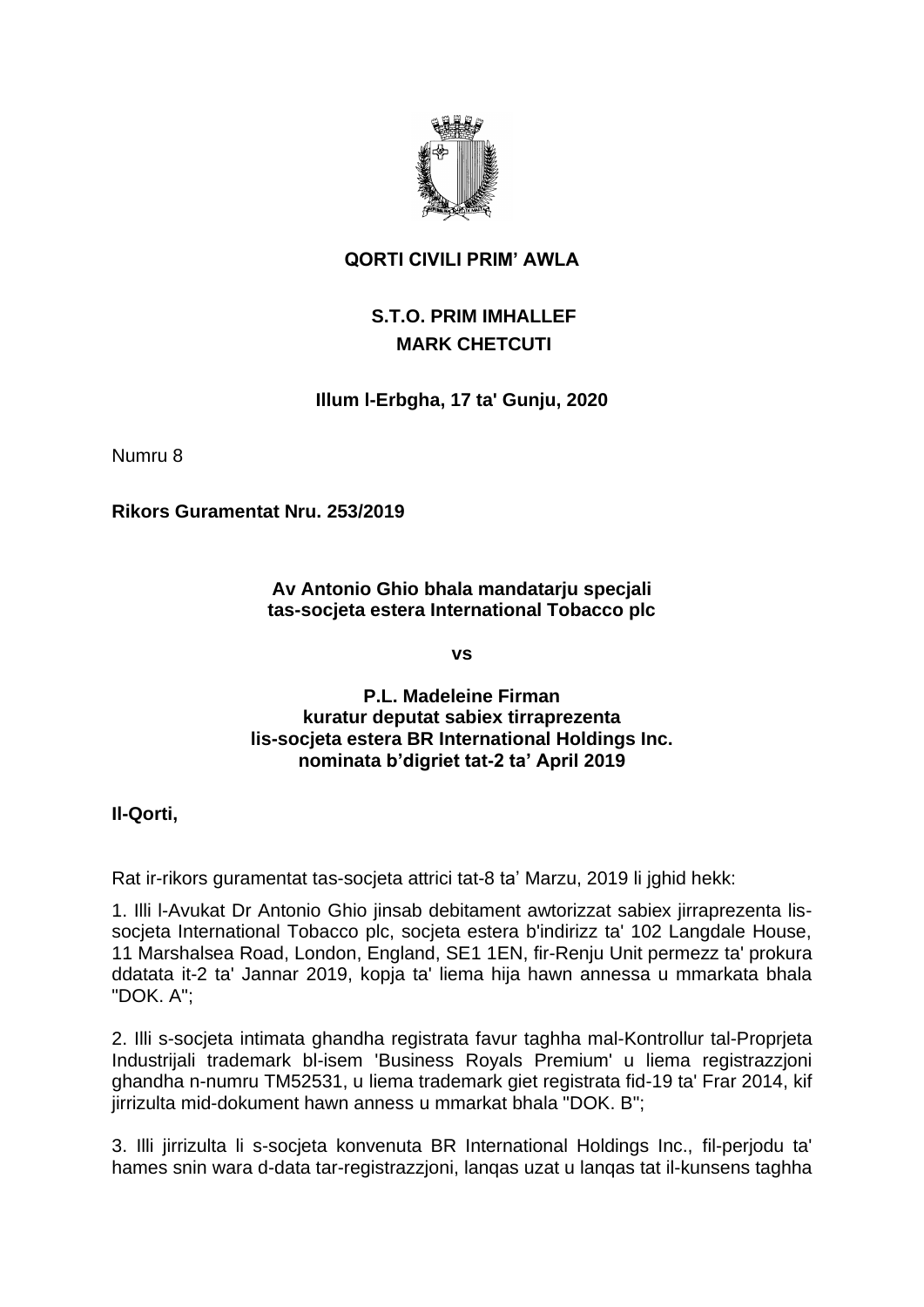**QORTI CIVILI PRIM' AWLA**

**S.T.O. PRIM IMHALLEF**
**MARK CHETCUTI**

**Illum l-Erbgha, 17 ta' Gunju, 2020**

Numru 8

**Rikors Guramentat Nru. 253/2019**

**Av Antonio Ghio bhala mandatarju specjali**
**tas-socjeta estera International Tobacco plc**

**vs**

**P.L. Madeleine Firman**
**kuratur deputat sabiex tirraprezenta**
**lis-socjeta estera BR International Holdings Inc.**
**nominata b'digriet tat-2 ta' April 2019**

**Il-Qorti,**

Rat ir-rikors guramentat tas-socjeta attrici tat-8 ta' Marzu, 2019 li jghid hekk:

1. Illi l-Avukat Dr Antonio Ghio jinsab debitament awtorizzat sabiex jirraprezenta lis-socjeta International Tobacco plc, socjeta estera b'indirizz ta' 102 Langdale House, 11 Marshalsea Road, London, England, SE1 1EN, fir-Renju Unit permezz ta' prokura ddatata it-2 ta' Jannar 2019, kopja ta' liema hija hawn annessa u mmarkata bhala "DOK. A";

2. Illi s-socjeta intimata ghandha registrata favur taghha mal-Kontrollur tal-Proprjeta Industrijali trademark bl-isem 'Business Royals Premium' u liema registrazzjoni ghandha n-numru TM52531, u liema trademark giet registrata fid-19 ta' Frar 2014, kif jirrizulta mid-dokument hawn anness u mmarkat bhala "DOK. B";

3. Illi jirrizulta li s-socjeta konvenuta BR International Holdings Inc., fil-perjodu ta' hames snin wara d-data tar-registrazzjoni, lanqas uzat u lanqas tat il-kunsens taghha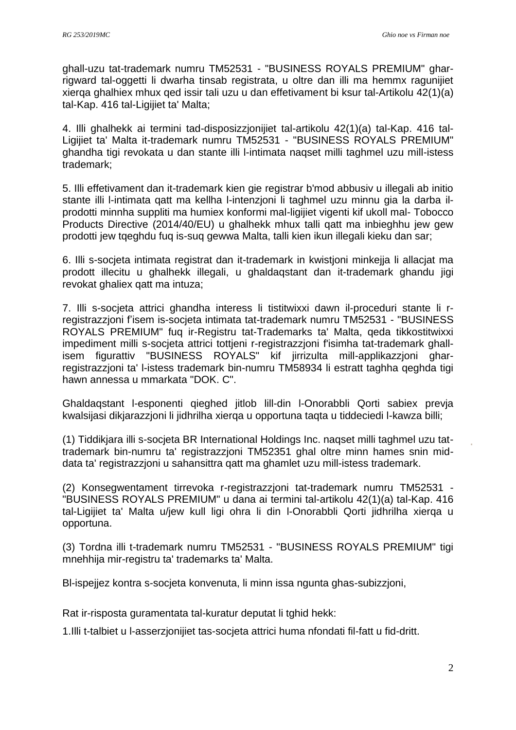ghall-uzu tat-trademark numru TM52531 - "BUSINESS ROYALS PREMIUM" ghar-rigward tal-oggetti li dwarha tinsab registrata, u oltre dan illi ma hemmx ragunijiet xierqa ghalhiex mhux qed issir tali uzu u dan effetivament bi ksur tal-Artikolu 42(1)(a) tal-Kap. 416 tal-Ligijiet ta' Malta;

4. Illi ghalhekk ai termini tad-disposizzjonijiet tal-artikolu 42(1)(a) tal-Kap. 416 tal-Ligijiet ta' Malta it-trademark numru TM52531 - "BUSINESS ROYALS PREMIUM" ghandha tigi revokata u dan stante illi l-intimata naqset milli taghmel uzu mill-istess trademark;

5. Illi effetivament dan it-trademark kien gie registrar b'mod abbusiv u illegali ab initio stante illi l-intimata qatt ma kellha l-intenzjoni li taghmel uzu minnu gia la darba il-prodotti minnha suppliti ma humiex konformi mal-ligijiet vigenti kif ukoll mal- Tobocco Products Directive (2014/40/EU) u ghalhekk mhux talli qatt ma inbieghhu jew gew prodotti jew tqeghdu fuq is-suq gewwa Malta, talli kien ikun illegali kieku dan sar;

6. Illi s-socjeta intimata registrat dan it-trademark in kwistjoni minkejja li allacjat ma prodott illecitu u ghalhekk illegali, u ghaldaqstant dan it-trademark ghandu jigi revokat ghaliex qatt ma intuza;

7. Illi s-socjeta attrici ghandha interess li tistitwixxi dawn il-proceduri stante li r-registrazzjoni f'isem is-socjeta intimata tat-trademark numru TM52531 - "BUSINESS ROYALS PREMIUM" fuq ir-Registru tat-Trademarks ta' Malta, qeda tikkostitwixxi impediment milli s-socjeta attrici tottjeni r-registrazzjoni f'isimha tat-trademark ghall-isem figurattiv "BUSINESS ROYALS" kif jirrizulta mill-applikazzjoni ghar-registrazzjoni ta' l-istess trademark bin-numru TM58934 li estratt taghha qeghda tigi hawn annessa u mmarkata "DOK. C".

Ghaldaqstant l-esponenti qieghed jitlob lill-din l-Onorabbli Qorti sabiex prevja kwalsijasi dikjarazzjoni li jidhrilha xierqa u opportuna taqta u tiddeciedi l-kawza billi;

(1) Tiddikjara illi s-socjeta BR International Holdings Inc. naqset milli taghmel uzu tat-trademark bin-numru ta' registrazzjoni TM52351 ghal oltre minn hames snin mid-data ta' registrazzjoni u sahansittra qatt ma ghamlet uzu mill-istess trademark.

(2) Konsegwentament tirrevoka r-registrazzjoni tat-trademark numru TM52531 - "BUSINESS ROYALS PREMIUM" u dana ai termini tal-artikolu 42(1)(a) tal-Kap. 416 tal-Ligijiet ta' Malta u/jew kull ligi ohra li din l-Onorabbli Qorti jidhrilha xierqa u opportuna.

(3) Tordna illi t-trademark numru TM52531 - "BUSINESS ROYALS PREMIUM" tigi mnehhija mir-registru ta' trademarks ta' Malta.

Bl-ispejjez kontra s-socjeta konvenuta, li minn issa ngunta ghas-subizzjoni,

Rat ir-risposta guramentata tal-kuratur deputat li tghid hekk:

1.Illi t-talbiet u l-asserzjonijiet tas-socjeta attrici huma nfondati fil-fatt u fid-dritt.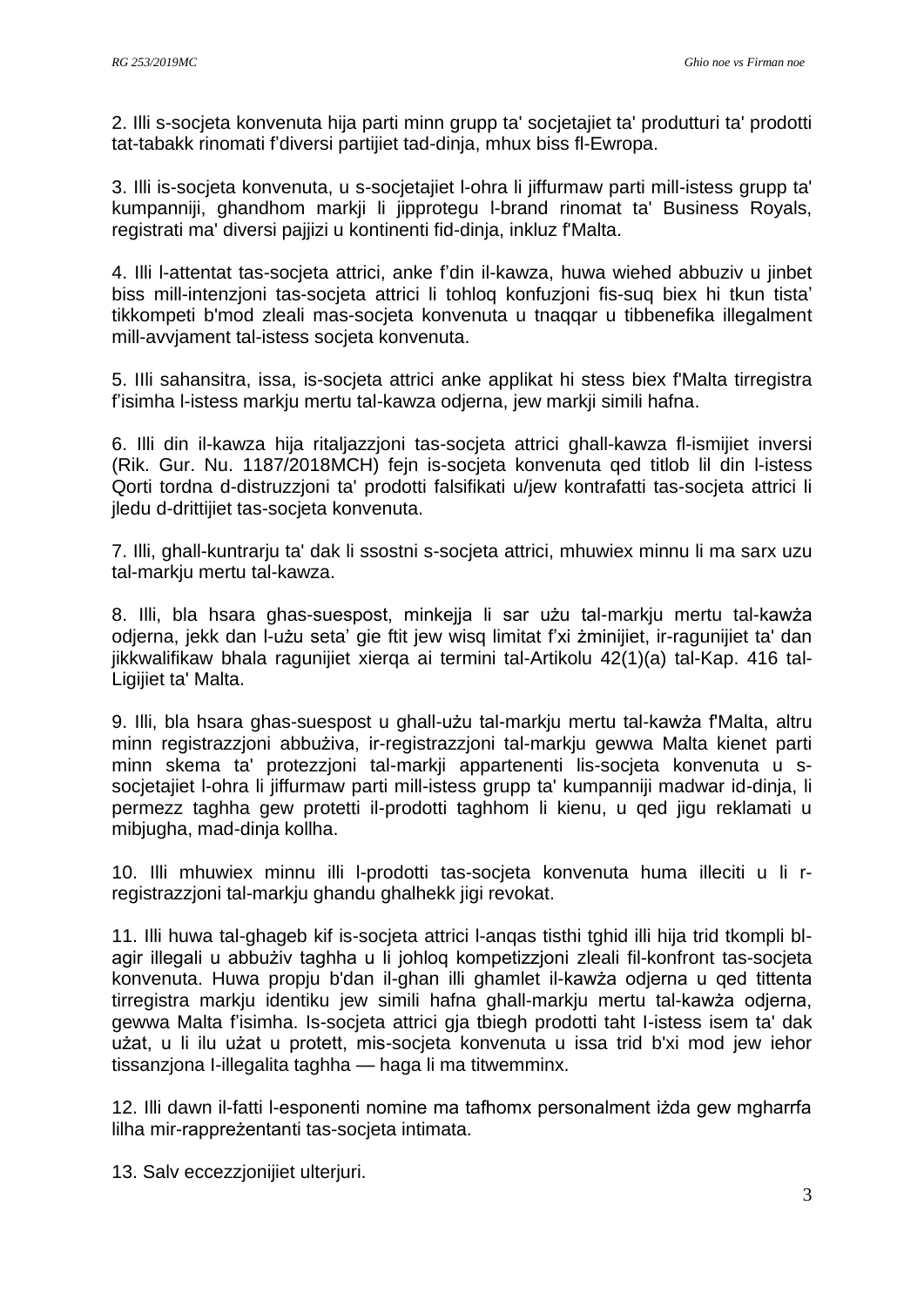2. Illi s-socjeta konvenuta hija parti minn grupp ta' socjetajiet ta' produtturi ta' prodotti tat-tabakk rinomati f'diversi partijiet tad-dinja, mhux biss fl-Ewropa.

3. Illi is-socjeta konvenuta, u s-socjetajiet l-ohra li jiffurmaw parti mill-istess grupp ta' kumpanniji, ghandhom markji li jipprotegu l-brand rinomat ta' Business Royals, registrati ma' diversi pajjizi u kontinenti fid-dinja, inkluz f'Malta.

4. Illi l-attentat tas-socjeta attrici, anke f'din il-kawza, huwa wiehed abbuziv u jinbet biss mill-intenzjoni tas-socjeta attrici li tohloq konfuzjoni fis-suq biex hi tkun tista' tikkompeti b'mod zleali mas-socjeta konvenuta u tnaqqar u tibbenefika illegalment mill-avvjament tal-istess socjeta konvenuta.

5. IIli sahansitra, issa, is-socjeta attrici anke applikat hi stess biex f'Malta tirregistra f'isimha l-istess markju mertu tal-kawza odjerna, jew markji simili hafna.

6. Illi din il-kawza hija ritaljazzjoni tas-socjeta attrici ghall-kawza fl-ismijiet inversi (Rik. Gur. Nu. 1187/2018MCH) fejn is-socjeta konvenuta qed titlob lil din l-istess Qorti tordna d-distruzzjoni ta' prodotti falsifikati u/jew kontrafatti tas-socjeta attrici li jledu d-drittijiet tas-socjeta konvenuta.

7. Illi, ghall-kuntrarju ta' dak li ssostni s-socjeta attrici, mhuwiex minnu li ma sarx uzu tal-markju mertu tal-kawza.

8. Illi, bla hsara ghas-suespost, minkejja li sar użu tal-markju mertu tal-kawża odjerna, jekk dan l-użu seta' gie ftit jew wisq limitat f'xi żminijiet, ir-ragunijiet ta' dan jikkwalifikaw bhala ragunijiet xierqa ai termini tal-Artikolu 42(1)(a) tal-Kap. 416 tal-Ligijiet ta' Malta.

9. Illi, bla hsara ghas-suespost u ghall-użu tal-markju mertu tal-kawża f'Malta, altru minn registrazzjoni abbużiva, ir-registrazzjoni tal-markju gewwa Malta kienet parti minn skema ta' protezzjoni tal-markji appartenenti lis-socjeta konvenuta u s-socjetajiet l-ohra li jiffurmaw parti mill-istess grupp ta' kumpanniji madwar id-dinja, li permezz taghha gew protetti il-prodotti taghhom li kienu, u qed jigu reklamati u mibjugha, mad-dinja kollha.

10. Illi mhuwiex minnu illi l-prodotti tas-socjeta konvenuta huma illeciti u li r-registrazzjoni tal-markju ghandu ghalhekk jigi revokat.

11. Illi huwa tal-ghageb kif is-socjeta attrici l-anqas tisthi tghid illi hija trid tkompli bl-agir illegali u abbużiv taghha u li johloq kompetizzjoni zleali fil-konfront tas-socjeta konvenuta. Huwa propju b'dan il-ghan illi ghamlet il-kawża odjerna u qed tittenta tirregistra markju identiku jew simili hafna ghall-markju mertu tal-kawża odjerna, gewwa Malta f'isimha. Is-socjeta attrici gja tbiegh prodotti taht l-istess isem ta' dak użat, u li ilu użat u protett, mis-socjeta konvenuta u issa trid b'xi mod jew iehor tissanzjona l-illegalita taghha — haga li ma titwemminx.

12. Illi dawn il-fatti l-esponenti nomine ma tafhomx personalment iżda gew mgharrfa lilha mir-rappreżentanti tas-socjeta intimata.

13. Salv eccezzjonijiet ulterjuri.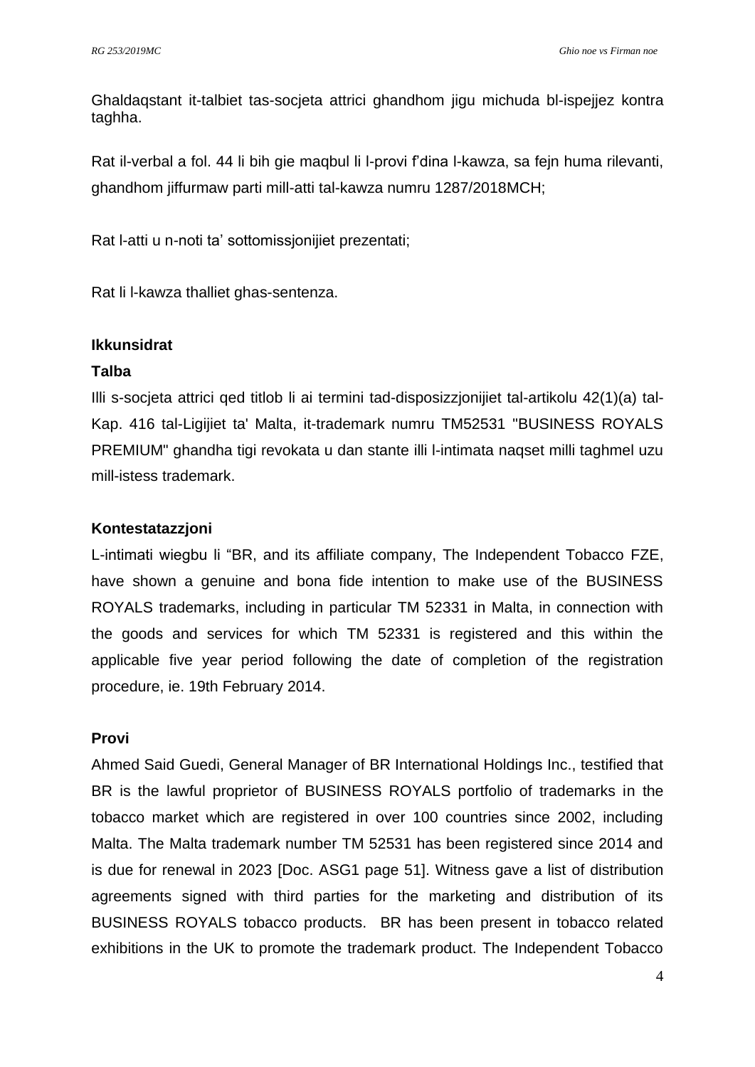Ghaldaqstant it-talbiet tas-socjeta attrici ghandhom jigu michuda bl-ispejjez kontra taghha.

Rat il-verbal a fol. 44 li bih gie maqbul li l-provi f'dina l-kawza, sa fejn huma rilevanti, ghandhom jiffurmaw parti mill-atti tal-kawza numru 1287/2018MCH;

Rat l-atti u n-noti ta' sottomissjonijiet prezentati;

Rat li l-kawza thalliet ghas-sentenza.

**Ikkunsidrat**

**Talba**

Illi s-socjeta attrici qed titlob li ai termini tad-disposizzjonijiet tal-artikolu 42(1)(a) tal-Kap. 416 tal-Ligijiet ta' Malta, it-trademark numru TM52531 "BUSINESS ROYALS PREMIUM" ghandha tigi revokata u dan stante illi l-intimata naqset milli taghmel uzu mill-istess trademark.

**Kontestatazzjoni**

L-intimati wiegbu li "BR, and its affiliate company, The Independent Tobacco FZE, have shown a genuine and bona fide intention to make use of the BUSINESS ROYALS trademarks, including in particular TM 52331 in Malta, in connection with the goods and services for which TM 52331 is registered and this within the applicable five year period following the date of completion of the registration procedure, ie. 19th February 2014.

**Provi**

Ahmed Said Guedi, General Manager of BR International Holdings Inc., testified that BR is the lawful proprietor of BUSINESS ROYALS portfolio of trademarks in the tobacco market which are registered in over 100 countries since 2002, including Malta. The Malta trademark number TM 52531 has been registered since 2014 and is due for renewal in 2023 [Doc. ASG1 page 51]. Witness gave a list of distribution agreements signed with third parties for the marketing and distribution of its BUSINESS ROYALS tobacco products. BR has been present in tobacco related exhibitions in the UK to promote the trademark product. The Independent Tobacco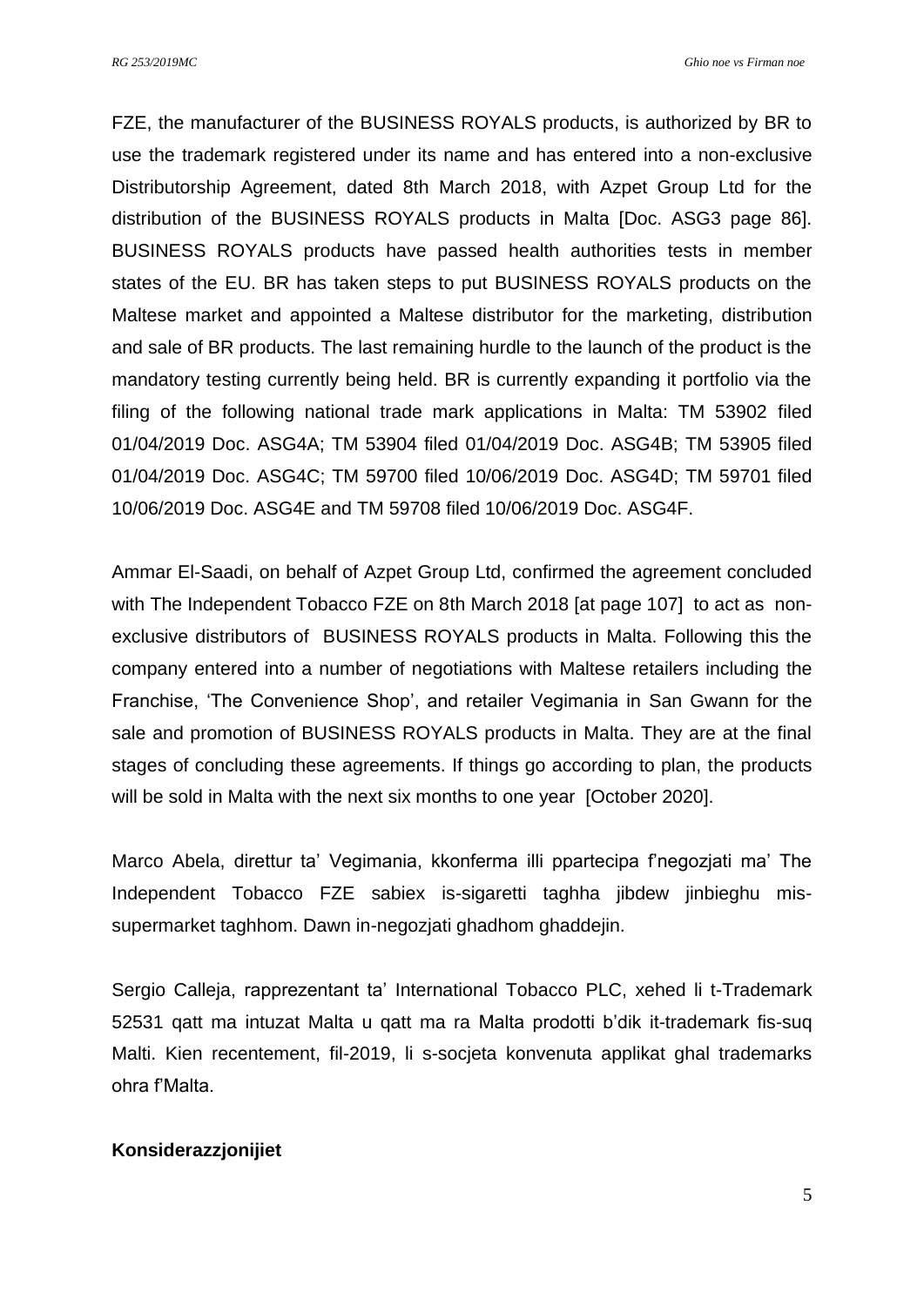FZE, the manufacturer of the BUSINESS ROYALS products, is authorized by BR to use the trademark registered under its name and has entered into a non-exclusive Distributorship Agreement, dated 8th March 2018, with Azpet Group Ltd for the distribution of the BUSINESS ROYALS products in Malta [Doc. ASG3 page 86]. BUSINESS ROYALS products have passed health authorities tests in member states of the EU. BR has taken steps to put BUSINESS ROYALS products on the Maltese market and appointed a Maltese distributor for the marketing, distribution and sale of BR products. The last remaining hurdle to the launch of the product is the mandatory testing currently being held. BR is currently expanding it portfolio via the filing of the following national trade mark applications in Malta: TM 53902 filed 01/04/2019 Doc. ASG4A; TM 53904 filed 01/04/2019 Doc. ASG4B; TM 53905 filed 01/04/2019 Doc. ASG4C; TM 59700 filed 10/06/2019 Doc. ASG4D; TM 59701 filed 10/06/2019 Doc. ASG4E and TM 59708 filed 10/06/2019 Doc. ASG4F.

Ammar El-Saadi, on behalf of Azpet Group Ltd, confirmed the agreement concluded with The Independent Tobacco FZE on 8th March 2018 [at page 107] to act as non-exclusive distributors of BUSINESS ROYALS products in Malta. Following this the company entered into a number of negotiations with Maltese retailers including the Franchise, 'The Convenience Shop', and retailer Vegimania in San Gwann for the sale and promotion of BUSINESS ROYALS products in Malta. They are at the final stages of concluding these agreements. If things go according to plan, the products will be sold in Malta with the next six months to one year [October 2020].

Marco Abela, direttur ta' Vegimania, kkonferma illi ppartecipa f'negozjati ma' The Independent Tobacco FZE sabiex is-sigaretti taghha jibdew jinbieghu mis-supermarket taghhom. Dawn in-negozjati ghadhom ghaddejin.

Sergio Calleja, rapprezentant ta' International Tobacco PLC, xehed li t-Trademark 52531 qatt ma intuzat Malta u qatt ma ra Malta prodotti b'dik it-trademark fis-suq Malti. Kien recentement, fil-2019, li s-socjeta konvenuta applikat ghal trademarks ohra f'Malta.

**Konsiderazzjonijiet**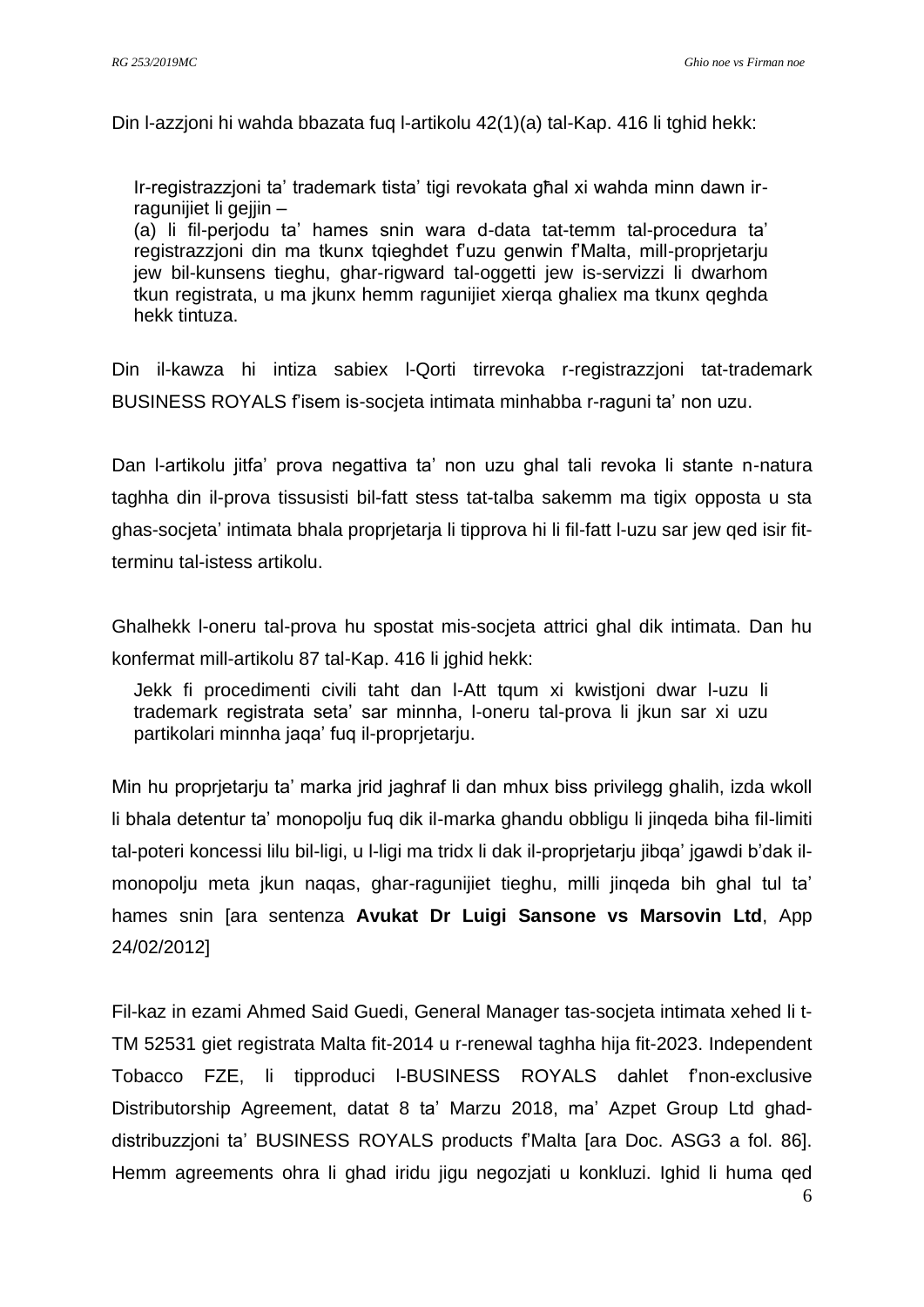Din l-azzjoni hi wahda bbazata fuq l-artikolu 42(1)(a) tal-Kap. 416 li tghid hekk:

> Ir-registrazzjoni ta' trademark tista' tigi revokata għal xi wahda minn dawn ir-ragunijiet li gejjin –
>
> (a) li fil-perjodu ta' hames snin wara d-data tat-temm tal-procedura ta' registrazzjoni din ma tkunx tqieghdet f'uzu genwin f'Malta, mill-proprjetarju jew bil-kunsens tieghu, ghar-rigward tal-oggetti jew is-servizzi li dwarhom tkun registrata, u ma jkunx hemm ragunijiet xierqa ghaliex ma tkunx qeghda hekk tintuza.

Din il-kawza hi intiza sabiex l-Qorti tirrevoka r-registrazzjoni tat-trademark BUSINESS ROYALS f'isem is-socjeta intimata minhabba r-raguni ta' non uzu.

Dan l-artikolu jitfa' prova negattiva ta' non uzu ghal tali revoka li stante n-natura taghha din il-prova tissusisti bil-fatt stess tat-talba sakemm ma tigix opposta u sta ghas-socjeta' intimata bhala proprjetarja li tipprova hi li fil-fatt l-uzu sar jew qed isir fit-terminu tal-istess artikolu.

Ghalhekk l-oneru tal-prova hu spostat mis-socjeta attrici ghal dik intimata. Dan hu konfermat mill-artikolu 87 tal-Kap. 416 li jghid hekk:

> Jekk fi procedimenti civili taht dan l-Att tqum xi kwistjoni dwar l-uzu li trademark registrata seta' sar minnha, l-oneru tal-prova li jkun sar xi uzu partikolari minnha jaqa' fuq il-proprjetarju.

Min hu proprjetarju ta' marka jrid jaghraf li dan mhux biss privilegg ghalih, izda wkoll li bhala detentur ta' monopolju fuq dik il-marka ghandu obbligu li jinqeda biha fil-limiti tal-poteri koncessi lilu bil-ligi, u l-ligi ma tridx li dak il-proprjetarju jibqa' jgawdi b'dak il-monopolju meta jkun naqas, ghar-ragunijiet tieghu, milli jinqeda bih ghal tul ta' hames snin [ara sentenza **Avukat Dr Luigi Sansone vs Marsovin Ltd**, App 24/02/2012]

Fil-kaz in ezami Ahmed Said Guedi, General Manager tas-socjeta intimata xehed li t-TM 52531 giet registrata Malta fit-2014 u r-renewal taghha hija fit-2023. Independent Tobacco FZE, li tipproduci l-BUSINESS ROYALS dahlet f'non-exclusive Distributorship Agreement, datat 8 ta' Marzu 2018, ma' Azpet Group Ltd ghad-distribuzzjoni ta' BUSINESS ROYALS products f'Malta [ara Doc. ASG3 a fol. 86]. Hemm agreements ohra li ghad iridu jigu negozjati u konkluzi. Ighid li huma qed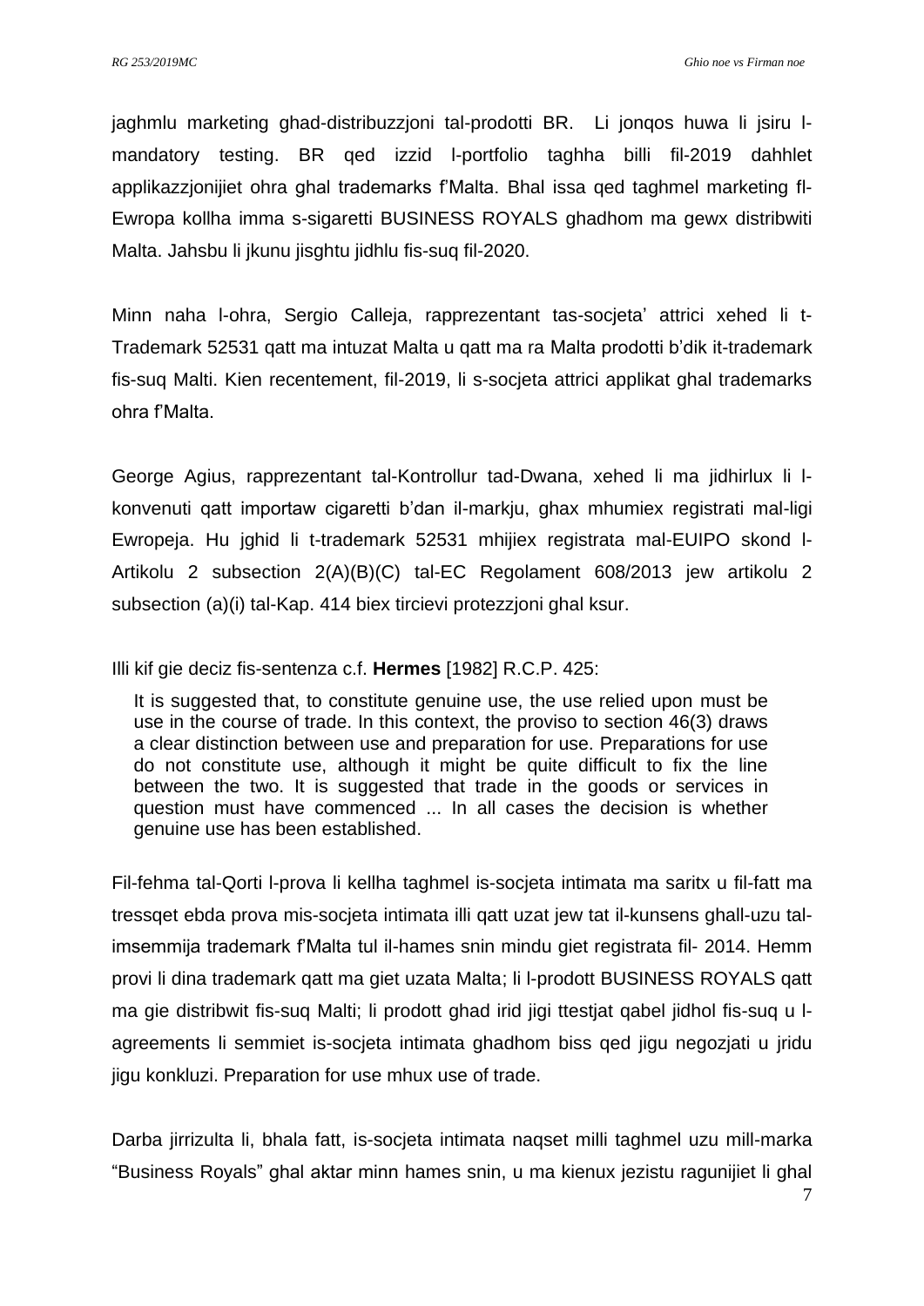jaghmlu marketing ghad-distribuzzjoni tal-prodotti BR. Li jonqos huwa li jsiru l-mandatory testing. BR qed izzid l-portfolio taghha billi fil-2019 dahhlet applikazzjonijiet ohra ghal trademarks f'Malta. Bhal issa qed taghmel marketing fl-Ewropa kollha imma s-sigaretti BUSINESS ROYALS ghadhom ma gewx distribwiti Malta. Jahsbu li jkunu jisghtu jidhlu fis-suq fil-2020.

Minn naha l-ohra, Sergio Calleja, rapprezentant tas-socjeta' attrici xehed li t-Trademark 52531 qatt ma intuzat Malta u qatt ma ra Malta prodotti b'dik it-trademark fis-suq Malti. Kien recentement, fil-2019, li s-socjeta attrici applikat ghal trademarks ohra f'Malta.

George Agius, rapprezentant tal-Kontrollur tad-Dwana, xehed li ma jidhirlux li l-konvenuti qatt importaw cigaretti b'dan il-markju, ghax mhumiex registrati mal-ligi Ewropeja. Hu jghid li t-trademark 52531 mhijiex registrata mal-EUIPO skond l-Artikolu 2 subsection 2(A)(B)(C) tal-EC Regolament 608/2013 jew artikolu 2 subsection (a)(i) tal-Kap. 414 biex tircievi protezzjoni ghal ksur.

Illi kif gie deciz fis-sentenza c.f. **Hermes** [1982] R.C.P. 425:

> It is suggested that, to constitute genuine use, the use relied upon must be use in the course of trade. In this context, the proviso to section 46(3) draws a clear distinction between use and preparation for use. Preparations for use do not constitute use, although it might be quite difficult to fix the line between the two. It is suggested that trade in the goods or services in question must have commenced ... In all cases the decision is whether genuine use has been established.

Fil-fehma tal-Qorti l-prova li kellha taghmel is-socjeta intimata ma saritx u fil-fatt ma tressqet ebda prova mis-socjeta intimata illi qatt uzat jew tat il-kunsens ghall-uzu tal-imsemmija trademark f'Malta tul il-hames snin mindu giet registrata fil- 2014. Hemm provi li dina trademark qatt ma giet uzata Malta; li l-prodott BUSINESS ROYALS qatt ma gie distribwit fis-suq Malti; li prodott ghad irid jigi ttestjat qabel jidhol fis-suq u l-agreements li semmiet is-socjeta intimata ghadhom biss qed jigu negozjati u jridu jigu konkluzi. Preparation for use mhux use of trade.

Darba jirrizulta li, bhala fatt, is-socjeta intimata naqset milli taghmel uzu mill-marka "Business Royals" ghal aktar minn hames snin, u ma kienux jezistu ragunijiet li ghal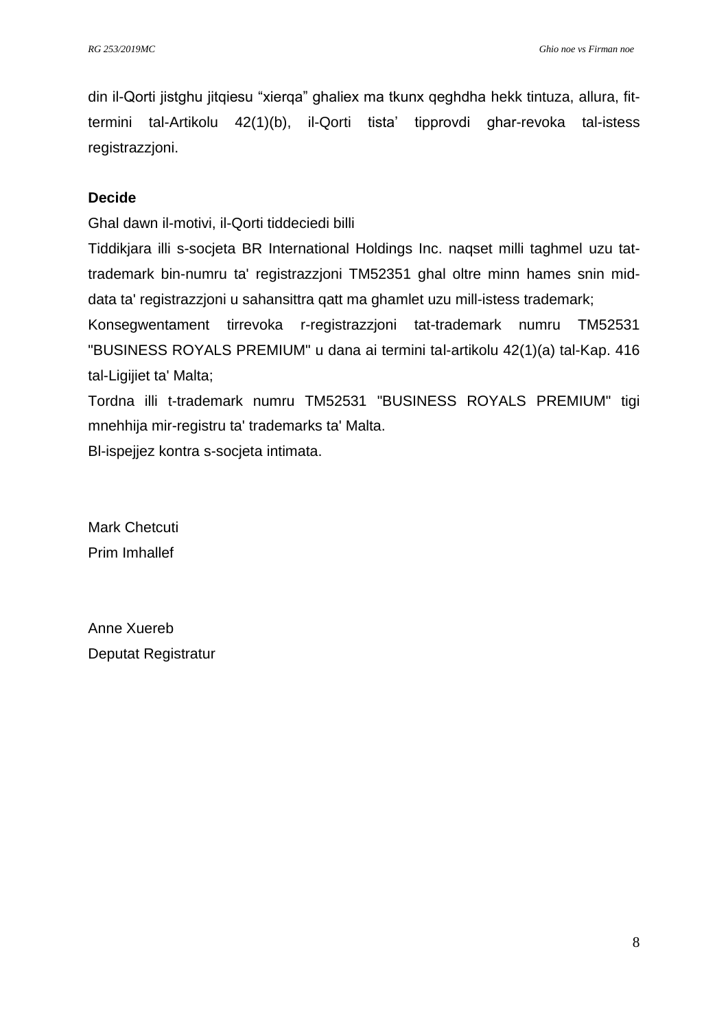din il-Qorti jistgħu jitqiesu "xierqa" għaliex ma tkunx qegħdha hekk tintuza, allura, fit-termini tal-Artikolu 42(1)(b), il-Qorti tista' tipprovdi għar-revoka tal-istess registrazzjoni.

**Decide**

Ghal dawn il-motivi, il-Qorti tiddeciedi billi

Tiddikjara illi s-socjeta BR International Holdings Inc. naqset milli taghmel uzu tat-trademark bin-numru ta' registrazzjoni TM52351 ghal oltre minn hames snin mid-data ta' registrazzjoni u sahansittra qatt ma ghamlet uzu mill-istess trademark;

Konsegwentament tirrevoka r-registrazzjoni tat-trademark numru TM52531 "BUSINESS ROYALS PREMIUM" u dana ai termini tal-artikolu 42(1)(a) tal-Kap. 416 tal-Ligijiet ta' Malta;

Tordna illi t-trademark numru TM52531 "BUSINESS ROYALS PREMIUM" tigi mnehhija mir-registru ta' trademarks ta' Malta.

Bl-ispejjez kontra s-socjeta intimata.

Mark Chetcuti
Prim Imhallef

Anne Xuereb
Deputat Registratur